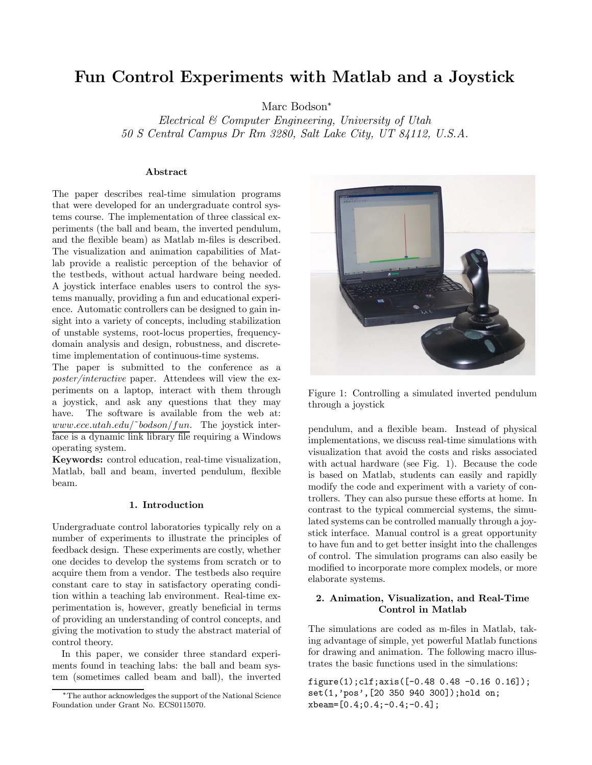# Fun Control Experiments with Matlab and a Joystick

Marc Bodson*

*Electrical & Computer Engineering, University of Utah*
*50 S Central Campus Dr Rm 3280, Salt Lake City, UT 84112, U.S.A.*

### Abstract

The paper describes real-time simulation programs that were developed for an undergraduate control systems course. The implementation of three classical experiments (the ball and beam, the inverted pendulum, and the flexible beam) as Matlab m-files is described. The visualization and animation capabilities of Matlab provide a realistic perception of the behavior of the testbeds, without actual hardware being needed. A joystick interface enables users to control the systems manually, providing a fun and educational experience. Automatic controllers can be designed to gain insight into a variety of concepts, including stabilization of unstable systems, root-locus properties, frequency-domain analysis and design, robustness, and discrete-time implementation of continuous-time systems.

The paper is submitted to the conference as a *poster/interactive* paper. Attendees will view the experiments on a laptop, interact with them through a joystick, and ask any questions that they may have. The software is available from the web at: *www.ece.utah.edu/~bodson/fun*. The joystick interface is a dynamic link library file requiring a Windows operating system.

**Keywords:** control education, real-time visualization, Matlab, ball and beam, inverted pendulum, flexible beam.

## 1. Introduction

Undergraduate control laboratories typically rely on a number of experiments to illustrate the principles of feedback design. These experiments are costly, whether one decides to develop the systems from scratch or to acquire them from a vendor. The testbeds also require constant care to stay in satisfactory operating condition within a teaching lab environment. Real-time experimentation is, however, greatly beneficial in terms of providing an understanding of control concepts, and giving the motivation to study the abstract material of control theory.

In this paper, we consider three standard experiments found in teaching labs: the ball and beam system (sometimes called beam and ball), the inverted pendulum, and a flexible beam. Instead of physical implementations, we discuss real-time simulations with visualization that avoid the costs and risks associated with actual hardware (see Fig. 1). Because the code is based on Matlab, students can easily and rapidly modify the code and experiment with a variety of controllers. They can also pursue these efforts at home. In contrast to the typical commercial systems, the simulated systems can be controlled manually through a joystick interface. Manual control is a great opportunity to have fun and to get better insight into the challenges of control. The simulation programs can also easily be modified to incorporate more complex models, or more elaborate systems.

Figure 1: Controlling a simulated inverted pendulum through a joystick

## 2. Animation, Visualization, and Real-Time Control in Matlab

The simulations are coded as m-files in Matlab, taking advantage of simple, yet powerful Matlab functions for drawing and animation. The following macro illustrates the basic functions used in the simulations:

```
figure(1);clf;axis([-0.48 0.48 -0.16 0.16]);
set(1,'pos',[20 350 940 300]);hold on;
xbeam=[0.4;0.4;-0.4;-0.4];
```

*The author acknowledges the support of the National Science Foundation under Grant No. ECS0115070.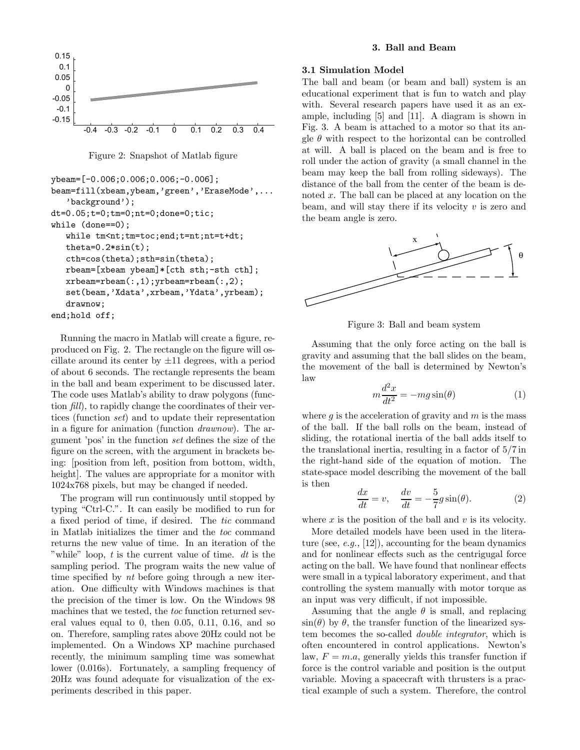Figure 2: Snapshot of Matlab figure

```
ybeam=[-0.006;0.006;0.006;-0.006];
beam=fill(xbeam,ybeam,'green','EraseMode',...
   'background');
dt=0.05;t=0;tm=0;nt=0;done=0;tic;
while (done==0);
   while tm<nt;tm=toc;end;t=nt;nt=t+dt;
   theta=0.2*sin(t);
   cth=cos(theta);sth=sin(theta);
   rbeam=[xbeam ybeam]*[cth sth;-sth cth];
   xrbeam=rbeam(:,1);yrbeam=rbeam(:,2);
   set(beam,'Xdata',xrbeam,'Ydata',yrbeam);
   drawnow;
end;hold off;
```

Running the macro in Matlab will create a figure, reproduced on Fig. 2. The rectangle on the figure will oscillate around its center by ±11 degrees, with a period of about 6 seconds. The rectangle represents the beam in the ball and beam experiment to be discussed later. The code uses Matlab's ability to draw polygons (function *fill*), to rapidly change the coordinates of their vertices (function *set*) and to update their representation in a figure for animation (function *drawnow*). The argument 'pos' in the function *set* defines the size of the figure on the screen, with the argument in brackets being: [position from left, position from bottom, width, height]. The values are appropriate for a monitor with 1024x768 pixels, but may be changed if needed.

The program will run continuously until stopped by typing "Ctrl-C.". It can easily be modified to run for a fixed period of time, if desired. The *tic* command in Matlab initializes the timer and the *toc* command returns the new value of time. In an iteration of the "while" loop, $t$ is the current value of time. $dt$ is the sampling period. The program waits the new value of time specified by $nt$ before going through a new iteration. One difficulty with Windows machines is that the precision of the timer is low. On the Windows 98 machines that we tested, the *toc* function returned several values equal to 0, then 0.05, 0.11, 0.16, and so on. Therefore, sampling rates above 20Hz could not be implemented. On a Windows XP machine purchased recently, the minimum sampling time was somewhat lower (0.016s). Fortunately, a sampling frequency of 20Hz was found adequate for visualization of the experiments described in this paper.

## 3. Ball and Beam

### 3.1 Simulation Model

The ball and beam (or beam and ball) system is an educational experiment that is fun to watch and play with. Several research papers have used it as an example, including [5] and [11]. A diagram is shown in Fig. 3. A beam is attached to a motor so that its angle $\theta$ with respect to the horizontal can be controlled at will. A ball is placed on the beam and is free to roll under the action of gravity (a small channel in the beam may keep the ball from rolling sideways). The distance of the ball from the center of the beam is denoted $x$. The ball can be placed at any location on the beam, and will stay there if its velocity $v$ is zero and the beam angle is zero.

Figure 3: Ball and beam system

Assuming that the only force acting on the ball is gravity and assuming that the ball slides on the beam, the movement of the ball is determined by Newton's law

$$m\frac{d^2x}{dt^2} = -mg\sin(\theta) \tag{1}$$

where $g$ is the acceleration of gravity and $m$ is the mass of the ball. If the ball rolls on the beam, instead of sliding, the rotational inertia of the ball adds itself to the translational inertia, resulting in a factor of $5/7$ in the right-hand side of the equation of motion. The state-space model describing the movement of the ball is then

$$\frac{dx}{dt} = v, \quad \frac{dv}{dt} = -\frac{5}{7}g\sin(\theta). \tag{2}$$

where $x$ is the position of the ball and $v$ is its velocity.

More detailed models have been used in the literature (see, *e.g.*, [12]), accounting for the beam dynamics and for nonlinear effects such as the centrigugal force acting on the ball. We have found that nonlinear effects were small in a typical laboratory experiment, and that controlling the system manually with motor torque as an input was very difficult, if not impossible.

Assuming that the angle $\theta$ is small, and replacing $\sin(\theta)$ by $\theta$, the transfer function of the linearized system becomes the so-called *double integrator*, which is often encountered in control applications. Newton's law, $F = m.a$, generally yields this transfer function if force is the control variable and position is the output variable. Moving a spacecraft with thrusters is a practical example of such a system. Therefore, the control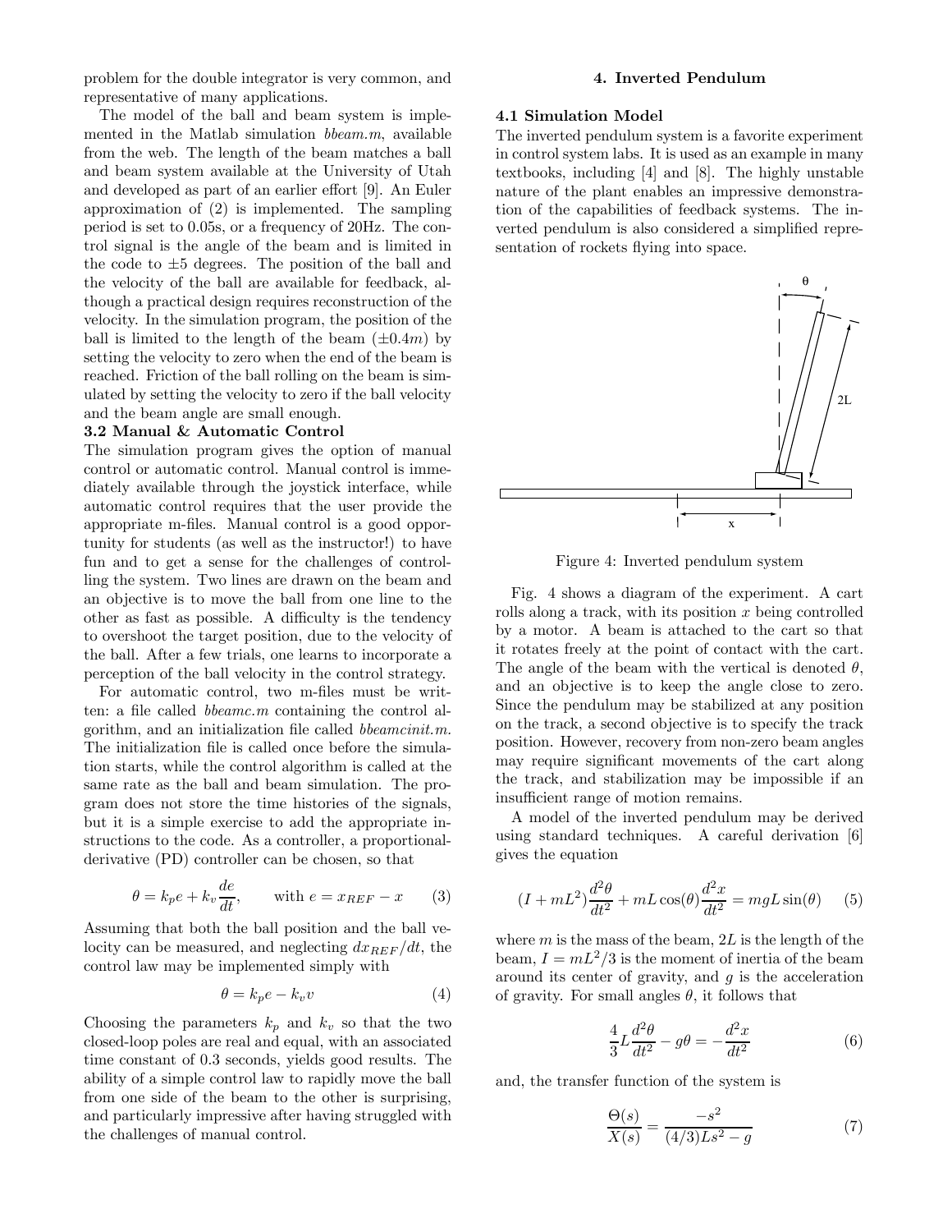problem for the double integrator is very common, and representative of many applications.

The model of the ball and beam system is implemented in the Matlab simulation *bbeam.m*, available from the web. The length of the beam matches a ball and beam system available at the University of Utah and developed as part of an earlier effort [9]. An Euler approximation of (2) is implemented. The sampling period is set to 0.05s, or a frequency of 20Hz. The control signal is the angle of the beam and is limited in the code to ±5 degrees. The position of the ball and the velocity of the ball are available for feedback, although a practical design requires reconstruction of the velocity. In the simulation program, the position of the ball is limited to the length of the beam ($\pm 0.4m$) by setting the velocity to zero when the end of the beam is reached. Friction of the ball rolling on the beam is simulated by setting the velocity to zero if the ball velocity and the beam angle are small enough.

### 3.2 Manual & Automatic Control

The simulation program gives the option of manual control or automatic control. Manual control is immediately available through the joystick interface, while automatic control requires that the user provide the appropriate m-files. Manual control is a good opportunity for students (as well as the instructor!) to have fun and to get a sense for the challenges of controlling the system. Two lines are drawn on the beam and an objective is to move the ball from one line to the other as fast as possible. A difficulty is the tendency to overshoot the target position, due to the velocity of the ball. After a few trials, one learns to incorporate a perception of the ball velocity in the control strategy.

For automatic control, two m-files must be written: a file called *bbeamc.m* containing the control algorithm, and an initialization file called *bbeamcinit.m.* The initialization file is called once before the simulation starts, while the control algorithm is called at the same rate as the ball and beam simulation. The program does not store the time histories of the signals, but it is a simple exercise to add the appropriate instructions to the code. As a controller, a proportional-derivative (PD) controller can be chosen, so that

$$\theta = k_p e + k_v \frac{de}{dt}, \qquad \text{with } e = x_{REF} - x \tag{3}$$

Assuming that both the ball position and the ball velocity can be measured, and neglecting $dx_{REF}/dt$, the control law may be implemented simply with

$$\theta = k_p e - k_v v \tag{4}$$

Choosing the parameters $k_p$ and $k_v$ so that the two closed-loop poles are real and equal, with an associated time constant of 0.3 seconds, yields good results. The ability of a simple control law to rapidly move the ball from one side of the beam to the other is surprising, and particularly impressive after having struggled with the challenges of manual control.

## 4. Inverted Pendulum

### 4.1 Simulation Model

The inverted pendulum system is a favorite experiment in control system labs. It is used as an example in many textbooks, including [4] and [8]. The highly unstable nature of the plant enables an impressive demonstration of the capabilities of feedback systems. The inverted pendulum is also considered a simplified representation of rockets flying into space.

Figure 4: Inverted pendulum system

Fig. 4 shows a diagram of the experiment. A cart rolls along a track, with its position $x$ being controlled by a motor. A beam is attached to the cart so that it rotates freely at the point of contact with the cart. The angle of the beam with the vertical is denoted $\theta$, and an objective is to keep the angle close to zero. Since the pendulum may be stabilized at any position on the track, a second objective is to specify the track position. However, recovery from non-zero beam angles may require significant movements of the cart along the track, and stabilization may be impossible if an insufficient range of motion remains.

A model of the inverted pendulum may be derived using standard techniques. A careful derivation [6] gives the equation

$$(I + mL^2)\frac{d^2\theta}{dt^2} + mL\cos(\theta)\frac{d^2x}{dt^2} = mgL\sin(\theta) \tag{5}$$

where $m$ is the mass of the beam, $2L$ is the length of the beam, $I = mL^2/3$ is the moment of inertia of the beam around its center of gravity, and $g$ is the acceleration of gravity. For small angles $\theta$, it follows that

$$\frac{4}{3}L\frac{d^2\theta}{dt^2} - g\theta = -\frac{d^2x}{dt^2} \tag{6}$$

and, the transfer function of the system is

$$\frac{\Theta(s)}{X(s)} = \frac{-s^2}{(4/3)Ls^2 - g} \tag{7}$$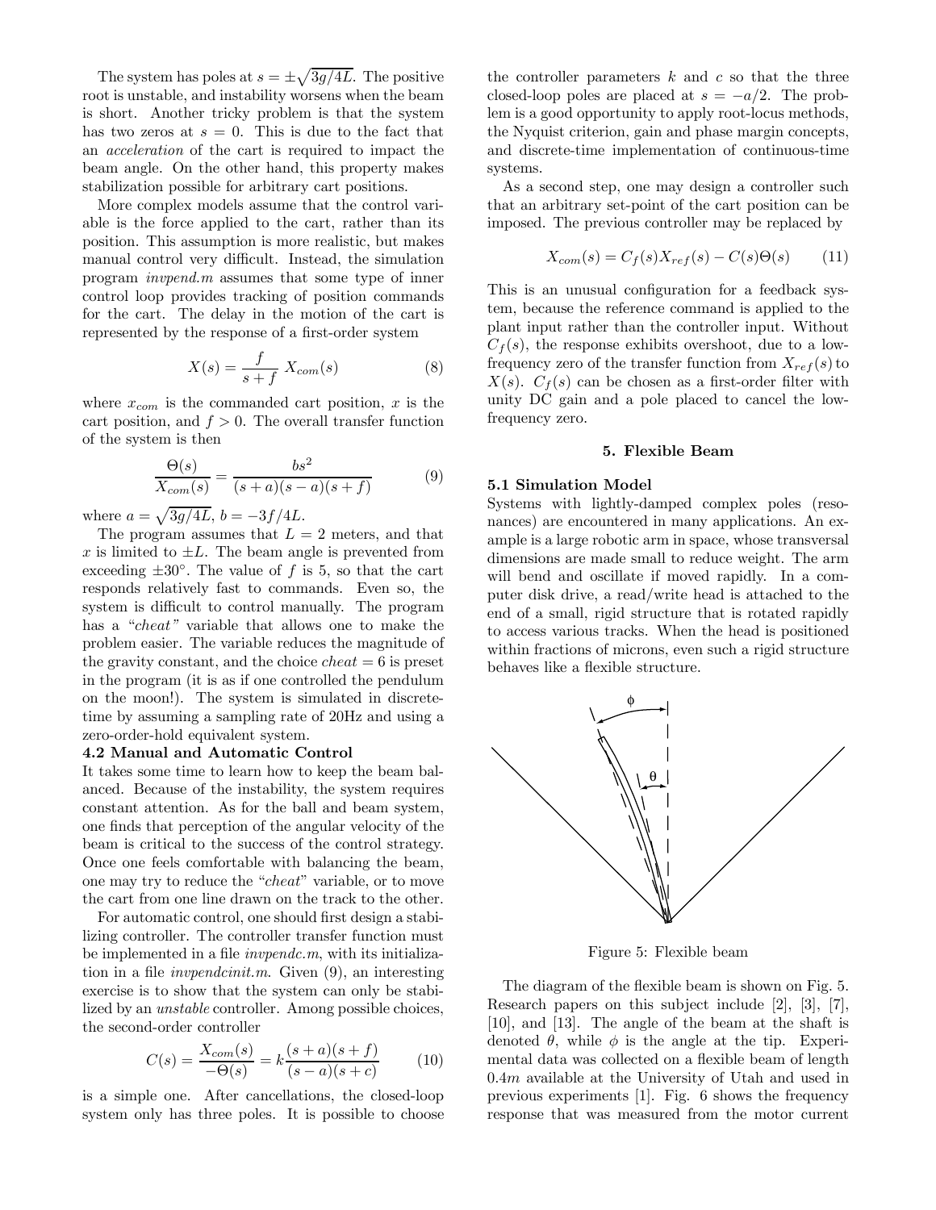The system has poles at $s = \pm\sqrt{3g/4L}$. The positive root is unstable, and instability worsens when the beam is short. Another tricky problem is that the system has two zeros at $s = 0$. This is due to the fact that an *acceleration* of the cart is required to impact the beam angle. On the other hand, this property makes stabilization possible for arbitrary cart positions.

More complex models assume that the control variable is the force applied to the cart, rather than its position. This assumption is more realistic, but makes manual control very difficult. Instead, the simulation program *invpend.m* assumes that some type of inner control loop provides tracking of position commands for the cart. The delay in the motion of the cart is represented by the response of a first-order system

$$X(s) = \frac{f}{s+f}\, X_{com}(s) \tag{8}$$

where $x_{com}$ is the commanded cart position, $x$ is the cart position, and $f > 0$. The overall transfer function of the system is then

$$\frac{\Theta(s)}{X_{com}(s)} = \frac{bs^2}{(s+a)(s-a)(s+f)} \tag{9}$$

where $a = \sqrt{3g/4L}$, $b = -3f/4L$.

The program assumes that $L = 2$ meters, and that $x$ is limited to $\pm L$. The beam angle is prevented from exceeding $\pm 30^\circ$. The value of $f$ is 5, so that the cart responds relatively fast to commands. Even so, the system is difficult to control manually. The program has a "*cheat*" variable that allows one to make the problem easier. The variable reduces the magnitude of the gravity constant, and the choice $cheat = 6$ is preset in the program (it is as if one controlled the pendulum on the moon!). The system is simulated in discrete-time by assuming a sampling rate of 20Hz and using a zero-order-hold equivalent system.

### 4.2 Manual and Automatic Control

It takes some time to learn how to keep the beam balanced. Because of the instability, the system requires constant attention. As for the ball and beam system, one finds that perception of the angular velocity of the beam is critical to the success of the control strategy. Once one feels comfortable with balancing the beam, one may try to reduce the "*cheat*" variable, or to move the cart from one line drawn on the track to the other.

For automatic control, one should first design a stabilizing controller. The controller transfer function must be implemented in a file *invpendc.m*, with its initialization in a file *invpendcinit.m*. Given (9), an interesting exercise is to show that the system can only be stabilized by an *unstable* controller. Among possible choices, the second-order controller

$$C(s) = \frac{X_{com}(s)}{-\Theta(s)} = k\frac{(s+a)(s+f)}{(s-a)(s+c)} \tag{10}$$

is a simple one. After cancellations, the closed-loop system only has three poles. It is possible to choose the controller parameters $k$ and $c$ so that the three closed-loop poles are placed at $s = -a/2$. The problem is a good opportunity to apply root-locus methods, the Nyquist criterion, gain and phase margin concepts, and discrete-time implementation of continuous-time systems.

As a second step, one may design a controller such that an arbitrary set-point of the cart position can be imposed. The previous controller may be replaced by

$$X_{com}(s) = C_f(s)X_{ref}(s) - C(s)\Theta(s) \tag{11}$$

This is an unusual configuration for a feedback system, because the reference command is applied to the plant input rather than the controller input. Without $C_f(s)$, the response exhibits overshoot, due to a low-frequency zero of the transfer function from $X_{ref}(s)$ to $X(s)$. $C_f(s)$ can be chosen as a first-order filter with unity DC gain and a pole placed to cancel the low-frequency zero.

## 5. Flexible Beam

### 5.1 Simulation Model

Systems with lightly-damped complex poles (resonances) are encountered in many applications. An example is a large robotic arm in space, whose transversal dimensions are made small to reduce weight. The arm will bend and oscillate if moved rapidly. In a computer disk drive, a read/write head is attached to the end of a small, rigid structure that is rotated rapidly to access various tracks. When the head is positioned within fractions of microns, even such a rigid structure behaves like a flexible structure.

Figure 5: Flexible beam

The diagram of the flexible beam is shown on Fig. 5. Research papers on this subject include [2], [3], [7], [10], and [13]. The angle of the beam at the shaft is denoted $\theta$, while $\phi$ is the angle at the tip. Experimental data was collected on a flexible beam of length $0.4m$ available at the University of Utah and used in previous experiments [1]. Fig. 6 shows the frequency response that was measured from the motor current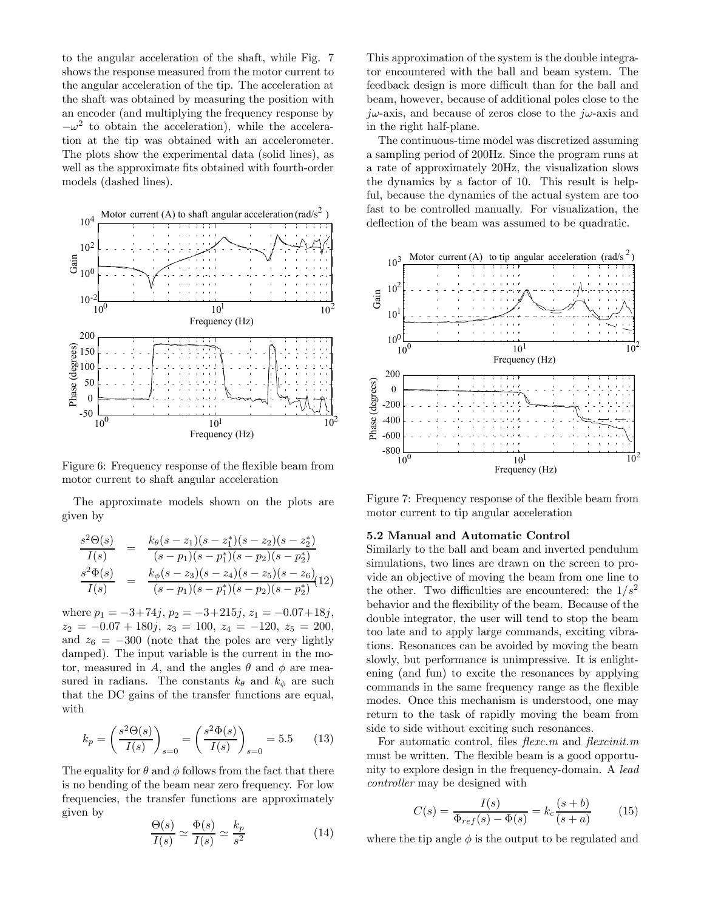to the angular acceleration of the shaft, while Fig. 7 shows the response measured from the motor current to the angular acceleration of the tip. The acceleration at the shaft was obtained by measuring the position with an encoder (and multiplying the frequency response by $-\omega^2$ to obtain the acceleration), while the acceleration at the tip was obtained with an accelerometer. The plots show the experimental data (solid lines), as well as the approximate fits obtained with fourth-order models (dashed lines).

Figure 6: Frequency response of the flexible beam from motor current to shaft angular acceleration

The approximate models shown on the plots are given by

$$\frac{s^2\Theta(s)}{I(s)} = \frac{k_\theta(s-z_1)(s-z_1^*)(s-z_2)(s-z_2^*)}{(s-p_1)(s-p_1^*)(s-p_2)(s-p_2^*)}$$
$$\frac{s^2\Phi(s)}{I(s)} = \frac{k_\phi(s-z_3)(s-z_4)(s-z_5)(s-z_6)}{(s-p_1)(s-p_1^*)(s-p_2)(s-p_2^*)} \tag{12}$$

where $p_1 = -3+74j$, $p_2 = -3+215j$, $z_1 = -0.07+18j$, $z_2 = -0.07+180j$, $z_3 = 100$, $z_4 = -120$, $z_5 = 200$, and $z_6 = -300$ (note that the poles are very lightly damped). The input variable is the current in the motor, measured in A, and the angles $\theta$ and $\phi$ are measured in radians. The constants $k_\theta$ and $k_\phi$ are such that the DC gains of the transfer functions are equal, with

$$k_p = \left(\frac{s^2\Theta(s)}{I(s)}\right)_{s=0} = \left(\frac{s^2\Phi(s)}{I(s)}\right)_{s=0} = 5.5 \tag{13}$$

The equality for $\theta$ and $\phi$ follows from the fact that there is no bending of the beam near zero frequency. For low frequencies, the transfer functions are approximately given by

$$\frac{\Theta(s)}{I(s)} \simeq \frac{\Phi(s)}{I(s)} \simeq \frac{k_p}{s^2} \tag{14}$$

This approximation of the system is the double integrator encountered with the ball and beam system. The feedback design is more difficult than for the ball and beam, however, because of additional poles close to the $j\omega$-axis, and because of zeros close to the $j\omega$-axis and in the right half-plane.

The continuous-time model was discretized assuming a sampling period of 200Hz. Since the program runs at a rate of approximately 20Hz, the visualization slows the dynamics by a factor of 10. This result is helpful, because the dynamics of the actual system are too fast to be controlled manually. For visualization, the deflection of the beam was assumed to be quadratic.

Figure 7: Frequency response of the flexible beam from motor current to tip angular acceleration

### 5.2 Manual and Automatic Control

Similarly to the ball and beam and inverted pendulum simulations, two lines are drawn on the screen to provide an objective of moving the beam from one line to the other. Two difficulties are encountered: the $1/s^2$ behavior and the flexibility of the beam. Because of the double integrator, the user will tend to stop the beam too late and to apply large commands, exciting vibrations. Resonances can be avoided by moving the beam slowly, but performance is unimpressive. It is enlightening (and fun) to excite the resonances by applying commands in the same frequency range as the flexible modes. Once this mechanism is understood, one may return to the task of rapidly moving the beam from side to side without exciting such resonances.

For automatic control, files *flexc.m* and *flexcinit.m* must be written. The flexible beam is a good opportunity to explore design in the frequency-domain. A *lead controller* may be designed with

$$C(s) = \frac{I(s)}{\Phi_{ref}(s) - \Phi(s)} = k_c\frac{(s+b)}{(s+a)} \tag{15}$$

where the tip angle $\phi$ is the output to be regulated and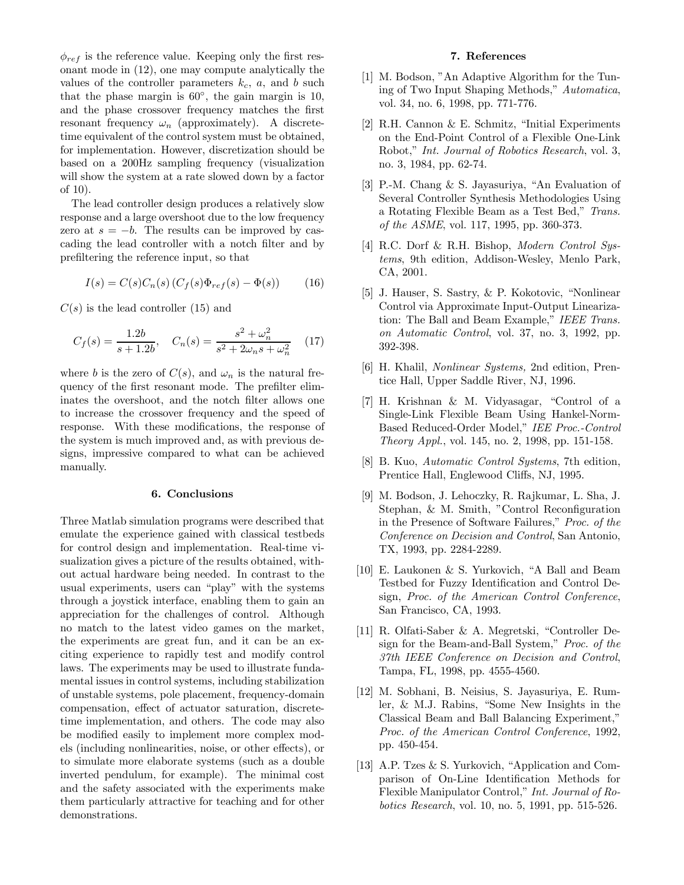$\phi_{ref}$ is the reference value. Keeping only the first resonant mode in (12), one may compute analytically the values of the controller parameters $k_c$, $a$, and $b$ such that the phase margin is $60^{\circ}$, the gain margin is 10, and the phase crossover frequency matches the first resonant frequency $\omega_n$ (approximately). A discrete-time equivalent of the control system must be obtained, for implementation. However, discretization should be based on a 200Hz sampling frequency (visualization will show the system at a rate slowed down by a factor of 10).

The lead controller design produces a relatively slow response and a large overshoot due to the low frequency zero at $s = -b$. The results can be improved by cascading the lead controller with a notch filter and by prefiltering the reference input, so that

$$I(s) = C(s)C_n(s)\left(C_f(s)\Phi_{ref}(s) - \Phi(s)\right) \qquad (16)$$

$C(s)$ is the lead controller (15) and

$$C_f(s) = \frac{1.2b}{s + 1.2b}, \quad C_n(s) = \frac{s^2 + \omega_n^2}{s^2 + 2\omega_n s + \omega_n^2} \qquad (17)$$

where $b$ is the zero of $C(s)$, and $\omega_n$ is the natural frequency of the first resonant mode. The prefilter eliminates the overshoot, and the notch filter allows one to increase the crossover frequency and the speed of response. With these modifications, the response of the system is much improved and, as with previous designs, impressive compared to what can be achieved manually.

## 6. Conclusions

Three Matlab simulation programs were described that emulate the experience gained with classical testbeds for control design and implementation. Real-time visualization gives a picture of the results obtained, without actual hardware being needed. In contrast to the usual experiments, users can "play" with the systems through a joystick interface, enabling them to gain an appreciation for the challenges of control. Although no match to the latest video games on the market, the experiments are great fun, and it can be an exciting experience to rapidly test and modify control laws. The experiments may be used to illustrate fundamental issues in control systems, including stabilization of unstable systems, pole placement, frequency-domain compensation, effect of actuator saturation, discrete-time implementation, and others. The code may also be modified easily to implement more complex models (including nonlinearities, noise, or other effects), or to simulate more elaborate systems (such as a double inverted pendulum, for example). The minimal cost and the safety associated with the experiments make them particularly attractive for teaching and for other demonstrations.

## 7. References

[1] M. Bodson, "An Adaptive Algorithm for the Tuning of Two Input Shaping Methods," *Automatica*, vol. 34, no. 6, 1998, pp. 771-776.

[2] R.H. Cannon & E. Schmitz, "Initial Experiments on the End-Point Control of a Flexible One-Link Robot," *Int. Journal of Robotics Research*, vol. 3, no. 3, 1984, pp. 62-74.

[3] P.-M. Chang & S. Jayasuriya, "An Evaluation of Several Controller Synthesis Methodologies Using a Rotating Flexible Beam as a Test Bed," *Trans. of the ASME*, vol. 117, 1995, pp. 360-373.

[4] R.C. Dorf & R.H. Bishop, *Modern Control Systems*, 9th edition, Addison-Wesley, Menlo Park, CA, 2001.

[5] J. Hauser, S. Sastry, & P. Kokotovic, "Nonlinear Control via Approximate Input-Output Linearization: The Ball and Beam Example," *IEEE Trans. on Automatic Control*, vol. 37, no. 3, 1992, pp. 392-398.

[6] H. Khalil, *Nonlinear Systems,* 2nd edition, Prentice Hall, Upper Saddle River, NJ, 1996.

[7] H. Krishnan & M. Vidyasagar, "Control of a Single-Link Flexible Beam Using Hankel-Norm-Based Reduced-Order Model," *IEE Proc.-Control Theory Appl.*, vol. 145, no. 2, 1998, pp. 151-158.

[8] B. Kuo, *Automatic Control Systems*, 7th edition, Prentice Hall, Englewood Cliffs, NJ, 1995.

[9] M. Bodson, J. Lehoczky, R. Rajkumar, L. Sha, J. Stephan, & M. Smith, "Control Reconfiguration in the Presence of Software Failures," *Proc. of the Conference on Decision and Control*, San Antonio, TX, 1993, pp. 2284-2289.

[10] E. Laukonen & S. Yurkovich, "A Ball and Beam Testbed for Fuzzy Identification and Control Design, *Proc. of the American Control Conference*, San Francisco, CA, 1993.

[11] R. Olfati-Saber & A. Megretski, "Controller Design for the Beam-and-Ball System," *Proc. of the 37th IEEE Conference on Decision and Control*, Tampa, FL, 1998, pp. 4555-4560.

[12] M. Sobhani, B. Neisius, S. Jayasuriya, E. Rumler, & M.J. Rabins, "Some New Insights in the Classical Beam and Ball Balancing Experiment," *Proc. of the American Control Conference*, 1992, pp. 450-454.

[13] A.P. Tzes & S. Yurkovich, "Application and Comparison of On-Line Identification Methods for Flexible Manipulator Control," *Int. Journal of Robotics Research*, vol. 10, no. 5, 1991, pp. 515-526.